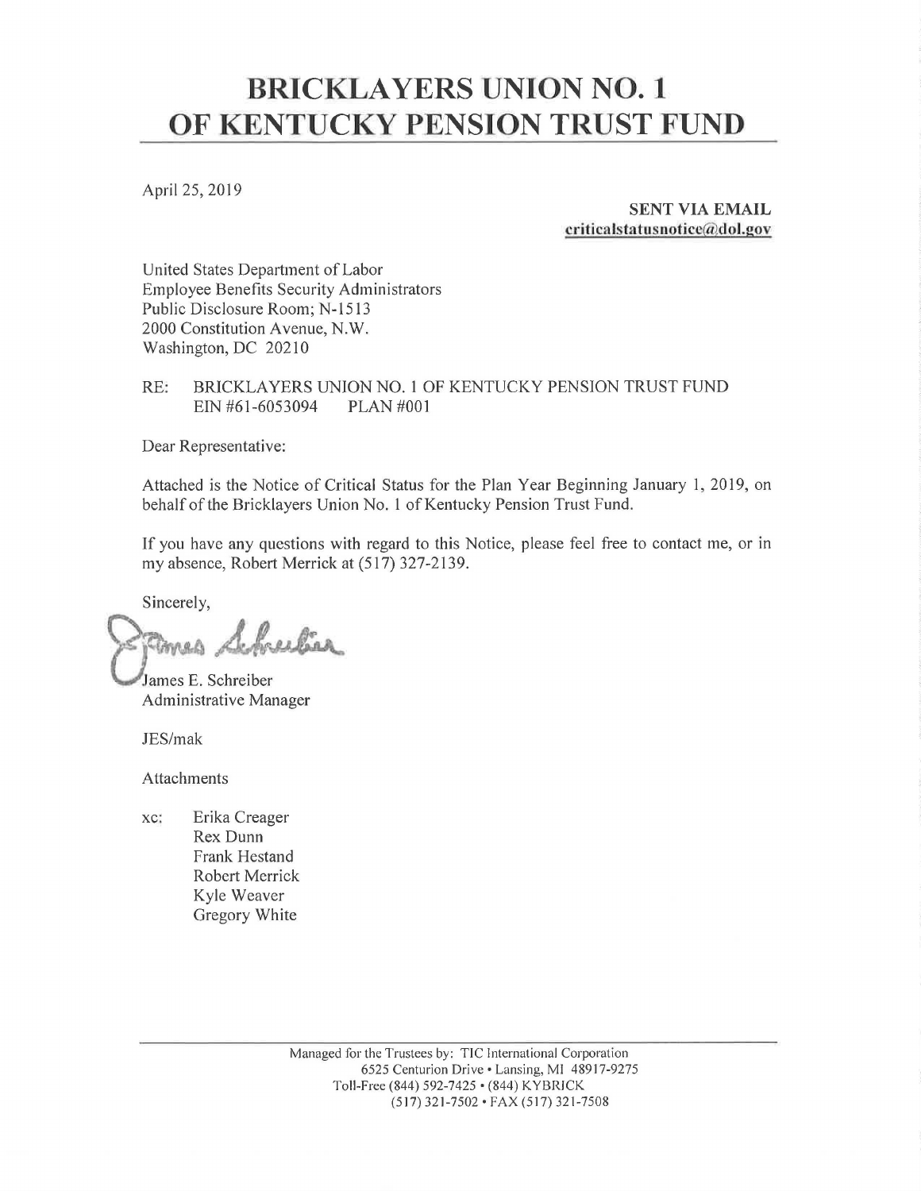# BRICKLAYERS UNION NO. 1 OF KENTUCKY PENSION TRUST FUND

April 25, 2019

**SENT VIA EMAIL**
**criticalstatusnotice@dol.gov**

United States Department of Labor
Employee Benefits Security Administrators
Public Disclosure Room; N-1513
2000 Constitution Avenue, N.W.
Washington, DC 20210

RE: BRICKLAYERS UNION NO. 1 OF KENTUCKY PENSION TRUST FUND
EIN #61-6053094 PLAN #001

Dear Representative:

Attached is the Notice of Critical Status for the Plan Year Beginning January 1, 2019, on behalf of the Bricklayers Union No. 1 of Kentucky Pension Trust Fund.

If you have any questions with regard to this Notice, please feel free to contact me, or in my absence, Robert Merrick at (517) 327-2139.

Sincerely,

James E. Schreiber
Administrative Manager

JES/mak

Attachments

xc: Erika Creager
Rex Dunn
Frank Hestand
Robert Merrick
Kyle Weaver
Gregory White

Managed for the Trustees by: TIC International Corporation
6525 Centurion Drive • Lansing, MI 48917-9275
Toll-Free (844) 592-7425 • (844) KYBRICK
(517) 321-7502 • FAX (517) 321-7508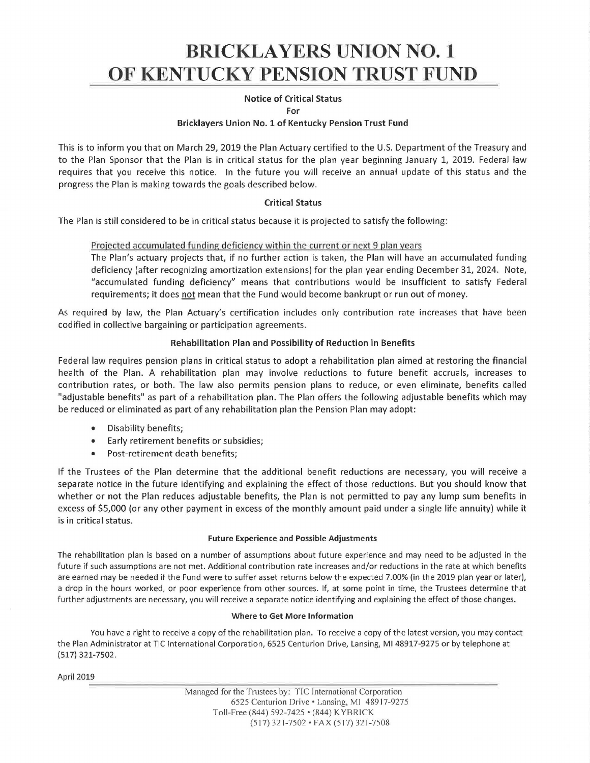# BRICKLAYERS UNION NO. 1 OF KENTUCKY PENSION TRUST FUND

**Notice of Critical Status**
**For**
**Bricklayers Union No. 1 of Kentucky Pension Trust Fund**

This is to inform you that on March 29, 2019 the Plan Actuary certified to the U.S. Department of the Treasury and to the Plan Sponsor that the Plan is in critical status for the plan year beginning January 1, 2019. Federal law requires that you receive this notice. In the future you will receive an annual update of this status and the progress the Plan is making towards the goals described below.

**Critical Status**

The Plan is still considered to be in critical status because it is projected to satisfy the following:

> Projected accumulated funding deficiency within the current or next 9 plan years
>
> The Plan's actuary projects that, if no further action is taken, the Plan will have an accumulated funding deficiency (after recognizing amortization extensions) for the plan year ending December 31, 2024. Note, "accumulated funding deficiency" means that contributions would be insufficient to satisfy Federal requirements; it does not mean that the Fund would become bankrupt or run out of money.

As required by law, the Plan Actuary's certification includes only contribution rate increases that have been codified in collective bargaining or participation agreements.

**Rehabilitation Plan and Possibility of Reduction in Benefits**

Federal law requires pension plans in critical status to adopt a rehabilitation plan aimed at restoring the financial health of the Plan. A rehabilitation plan may involve reductions to future benefit accruals, increases to contribution rates, or both. The law also permits pension plans to reduce, or even eliminate, benefits called "adjustable benefits" as part of a rehabilitation plan. The Plan offers the following adjustable benefits which may be reduced or eliminated as part of any rehabilitation plan the Pension Plan may adopt:

- Disability benefits;
- Early retirement benefits or subsidies;
- Post-retirement death benefits;

If the Trustees of the Plan determine that the additional benefit reductions are necessary, you will receive a separate notice in the future identifying and explaining the effect of those reductions. But you should know that whether or not the Plan reduces adjustable benefits, the Plan is not permitted to pay any lump sum benefits in excess of $5,000 (or any other payment in excess of the monthly amount paid under a single life annuity) while it is in critical status.

**Future Experience and Possible Adjustments**

The rehabilitation plan is based on a number of assumptions about future experience and may need to be adjusted in the future if such assumptions are not met. Additional contribution rate increases and/or reductions in the rate at which benefits are earned may be needed if the Fund were to suffer asset returns below the expected 7.00% (in the 2019 plan year or later), a drop in the hours worked, or poor experience from other sources. If, at some point in time, the Trustees determine that further adjustments are necessary, you will receive a separate notice identifying and explaining the effect of those changes.

**Where to Get More Information**

You have a right to receive a copy of the rehabilitation plan. To receive a copy of the latest version, you may contact the Plan Administrator at TIC International Corporation, 6525 Centurion Drive, Lansing, MI 48917-9275 or by telephone at (517) 321-7502.

April 2019

Managed for the Trustees by: TIC International Corporation
6525 Centurion Drive • Lansing, MI 48917-9275
Toll-Free (844) 592-7425 • (844) KYBRICK
(517) 321-7502 • FAX (517) 321-7508